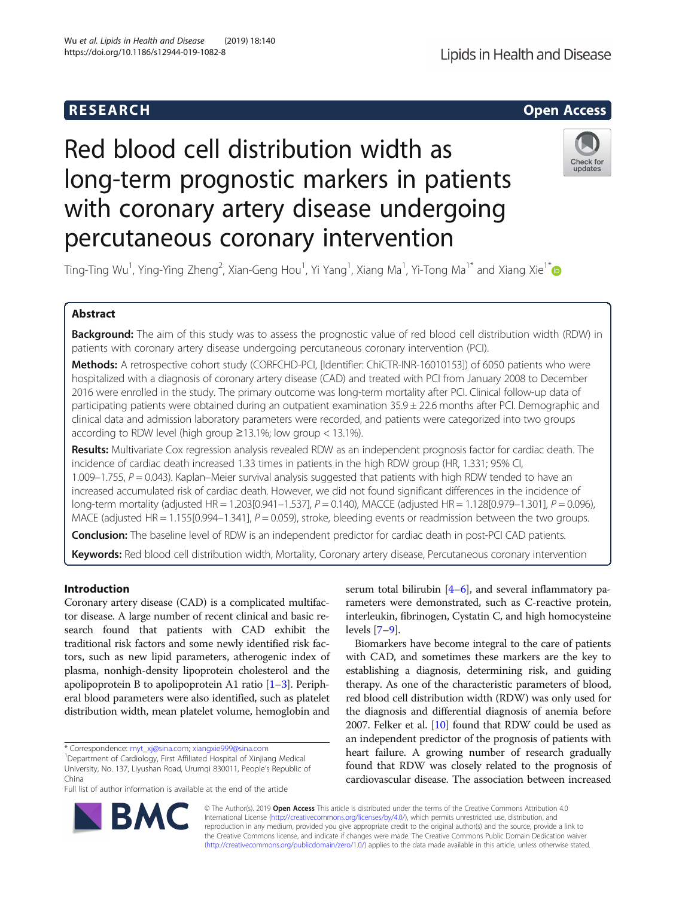## RESEARCH

Open Access

# Red blood cell distribution width as long-term prognostic markers in patients with coronary artery disease undergoing percutaneous coronary intervention

Ting-Ting Wu[1], Ying-Ying Zheng[2], Xian-Geng Hou[1], Yi Yang[1], Xiang Ma[1], Yi-Tong Ma[1*] and Xiang Xie[1*]

## Abstract

**Background:** The aim of this study was to assess the prognostic value of red blood cell distribution width (RDW) in patients with coronary artery disease undergoing percutaneous coronary intervention (PCI).

**Methods:** A retrospective cohort study (CORFCHD-PCI, [Identifier: ChiCTR-INR-16010153]) of 6050 patients who were hospitalized with a diagnosis of coronary artery disease (CAD) and treated with PCI from January 2008 to December 2016 were enrolled in the study. The primary outcome was long-term mortality after PCI. Clinical follow-up data of participating patients were obtained during an outpatient examination 35.9 ± 22.6 months after PCI. Demographic and clinical data and admission laboratory parameters were recorded, and patients were categorized into two groups according to RDW level (high group ≥13.1%; low group < 13.1%).

**Results:** Multivariate Cox regression analysis revealed RDW as an independent prognosis factor for cardiac death. The incidence of cardiac death increased 1.33 times in patients in the high RDW group (HR, 1.331; 95% CI, 1.009–1.755, $P = 0.043$). Kaplan–Meier survival analysis suggested that patients with high RDW tended to have an increased accumulated risk of cardiac death. However, we did not found significant differences in the incidence of long-term mortality (adjusted HR = 1.203[0.941–1.537], $P = 0.140$), MACCE (adjusted HR = 1.128[0.979–1.301], $P = 0.096$), MACE (adjusted HR = 1.155[0.994–1.341], $P = 0.059$), stroke, bleeding events or readmission between the two groups.

**Conclusion:** The baseline level of RDW is an independent predictor for cardiac death in post-PCI CAD patients.

**Keywords:** Red blood cell distribution width, Mortality, Coronary artery disease, Percutaneous coronary intervention

## Introduction

Coronary artery disease (CAD) is a complicated multifactor disease. A large number of recent clinical and basic research found that patients with CAD exhibit the traditional risk factors and some newly identified risk factors, such as new lipid parameters, atherogenic index of plasma, nonhigh-density lipoprotein cholesterol and the apolipoprotein B to apolipoprotein A1 ratio [1–3]. Peripheral blood parameters were also identified, such as platelet distribution width, mean platelet volume, hemoglobin and serum total bilirubin [4–6], and several inflammatory parameters were demonstrated, such as C-reactive protein, interleukin, fibrinogen, Cystatin C, and high homocysteine levels [7–9].

Biomarkers have become integral to the care of patients with CAD, and sometimes these markers are the key to establishing a diagnosis, determining risk, and guiding therapy. As one of the characteristic parameters of blood, red blood cell distribution width (RDW) was only used for the diagnosis and differential diagnosis of anemia before 2007. Felker et al. [10] found that RDW could be used as an independent predictor of the prognosis of patients with heart failure. A growing number of research gradually found that RDW was closely related to the prognosis of cardiovascular disease. The association between increased

* Correspondence: myt_xj@sina.com; xiangxie999@sina.com
[1]Department of Cardiology, First Affiliated Hospital of Xinjiang Medical University, No. 137, Liyushan Road, Urumqi 830011, People's Republic of China
Full list of author information is available at the end of the article

© The Author(s). 2019 **Open Access** This article is distributed under the terms of the Creative Commons Attribution 4.0 International License (http://creativecommons.org/licenses/by/4.0/), which permits unrestricted use, distribution, and reproduction in any medium, provided you give appropriate credit to the original author(s) and the source, provide a link to the Creative Commons license, and indicate if changes were made. The Creative Commons Public Domain Dedication waiver (http://creativecommons.org/publicdomain/zero/1.0/) applies to the data made available in this article, unless otherwise stated.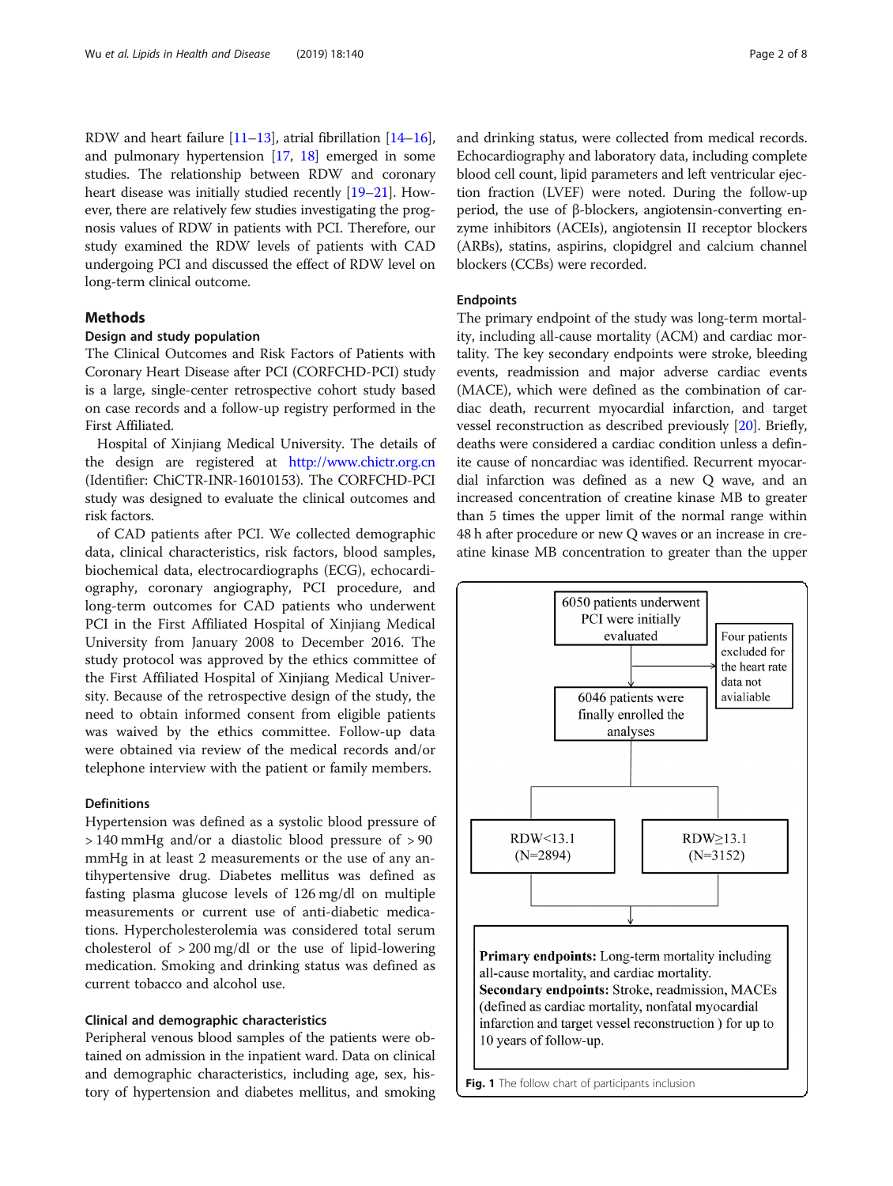RDW and heart failure [11–13], atrial fibrillation [14–16], and pulmonary hypertension [17, 18] emerged in some studies. The relationship between RDW and coronary heart disease was initially studied recently [19–21]. However, there are relatively few studies investigating the prognosis values of RDW in patients with PCI. Therefore, our study examined the RDW levels of patients with CAD undergoing PCI and discussed the effect of RDW level on long-term clinical outcome.

## Methods

### Design and study population

The Clinical Outcomes and Risk Factors of Patients with Coronary Heart Disease after PCI (CORFCHD-PCI) study is a large, single-center retrospective cohort study based on case records and a follow-up registry performed in the First Affiliated.

Hospital of Xinjiang Medical University. The details of the design are registered at http://www.chictr.org.cn (Identifier: ChiCTR-INR-16010153). The CORFCHD-PCI study was designed to evaluate the clinical outcomes and risk factors.

of CAD patients after PCI. We collected demographic data, clinical characteristics, risk factors, blood samples, biochemical data, electrocardiographs (ECG), echocardiography, coronary angiography, PCI procedure, and long-term outcomes for CAD patients who underwent PCI in the First Affiliated Hospital of Xinjiang Medical University from January 2008 to December 2016. The study protocol was approved by the ethics committee of the First Affiliated Hospital of Xinjiang Medical University. Because of the retrospective design of the study, the need to obtain informed consent from eligible patients was waived by the ethics committee. Follow-up data were obtained via review of the medical records and/or telephone interview with the patient or family members.

### Definitions

Hypertension was defined as a systolic blood pressure of > 140 mmHg and/or a diastolic blood pressure of > 90 mmHg in at least 2 measurements or the use of any antihypertensive drug. Diabetes mellitus was defined as fasting plasma glucose levels of 126 mg/dl on multiple measurements or current use of anti-diabetic medications. Hypercholesterolemia was considered total serum cholesterol of > 200 mg/dl or the use of lipid-lowering medication. Smoking and drinking status was defined as current tobacco and alcohol use.

### Clinical and demographic characteristics

Peripheral venous blood samples of the patients were obtained on admission in the inpatient ward. Data on clinical and demographic characteristics, including age, sex, history of hypertension and diabetes mellitus, and smoking and drinking status, were collected from medical records. Echocardiography and laboratory data, including complete blood cell count, lipid parameters and left ventricular ejection fraction (LVEF) were noted. During the follow-up period, the use of β-blockers, angiotensin-converting enzyme inhibitors (ACEIs), angiotensin II receptor blockers (ARBs), statins, aspirins, clopidgrel and calcium channel blockers (CCBs) were recorded.

### Endpoints

The primary endpoint of the study was long-term mortality, including all-cause mortality (ACM) and cardiac mortality. The key secondary endpoints were stroke, bleeding events, readmission and major adverse cardiac events (MACE), which were defined as the combination of cardiac death, recurrent myocardial infarction, and target vessel reconstruction as described previously [20]. Briefly, deaths were considered a cardiac condition unless a definite cause of noncardiac was identified. Recurrent myocardial infarction was defined as a new Q wave, and an increased concentration of creatine kinase MB to greater than 5 times the upper limit of the normal range within 48 h after procedure or new Q waves or an increase in creatine kinase MB concentration to greater than the upper

6050 patients underwent PCI were initially evaluated → Four patients excluded for the heart rate data not avialiable

6046 patients were finally enrolled the analyses

RDW<13.1 (N=2894) | RDW≥13.1 (N=3152)

**Primary endpoints:** Long-term mortality including all-cause mortality, and cardiac mortality.
**Secondary endpoints:** Stroke, readmission, MACEs (defined as cardiac mortality, nonfatal myocardial infarction and target vessel reconstruction ) for up to 10 years of follow-up.

**Fig. 1** The follow chart of participants inclusion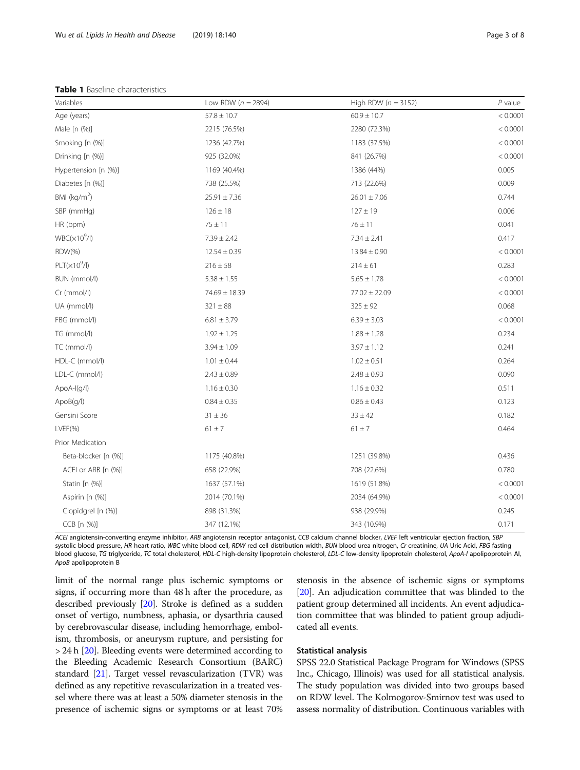**Table 1** Baseline characteristics

| Variables | Low RDW ($n$ = 2894) | High RDW ($n$ = 3152) | $P$ value |
|---|---|---|---|
| Age (years) | 57.8 ± 10.7 | 60.9 ± 10.7 | < 0.0001 |
| Male [n (%)] | 2215 (76.5%) | 2280 (72.3%) | < 0.0001 |
| Smoking [n (%)] | 1236 (42.7%) | 1183 (37.5%) | < 0.0001 |
| Drinking [n (%)] | 925 (32.0%) | 841 (26.7%) | < 0.0001 |
| Hypertension [n (%)] | 1169 (40.4%) | 1386 (44%) | 0.005 |
| Diabetes [n (%)] | 738 (25.5%) | 713 (22.6%) | 0.009 |
| BMI (kg/m$^2$) | 25.91 ± 7.36 | 26.01 ± 7.06 | 0.744 |
| SBP (mmHg) | 126 ± 18 | 127 ± 19 | 0.006 |
| HR (bpm) | 75 ± 11 | 76 ± 11 | 0.041 |
| WBC($\times 10^9$/l) | 7.39 ± 2.42 | 7.34 ± 2.41 | 0.417 |
| RDW(%) | 12.54 ± 0.39 | 13.84 ± 0.90 | < 0.0001 |
| PLT($\times 10^9$/l) | 216 ± 58 | 214 ± 61 | 0.283 |
| BUN (mmol/l) | 5.38 ± 1.55 | 5.65 ± 1.78 | < 0.0001 |
| Cr (mmol/l) | 74.69 ± 18.39 | 77.02 ± 22.09 | < 0.0001 |
| UA (mmol/l) | 321 ± 88 | 325 ± 92 | 0.068 |
| FBG (mmol/l) | 6.81 ± 3.79 | 6.39 ± 3.03 | < 0.0001 |
| TG (mmol/l) | 1.92 ± 1.25 | 1.88 ± 1.28 | 0.234 |
| TC (mmol/l) | 3.94 ± 1.09 | 3.97 ± 1.12 | 0.241 |
| HDL-C (mmol/l) | 1.01 ± 0.44 | 1.02 ± 0.51 | 0.264 |
| LDL-C (mmol/l) | 2.43 ± 0.89 | 2.48 ± 0.93 | 0.090 |
| ApoA-I(g/l) | 1.16 ± 0.30 | 1.16 ± 0.32 | 0.511 |
| ApoB(g/l) | 0.84 ± 0.35 | 0.86 ± 0.43 | 0.123 |
| Gensini Score | 31 ± 36 | 33 ± 42 | 0.182 |
| LVEF(%) | 61 ± 7 | 61 ± 7 | 0.464 |
| Prior Medication | | | |
| Beta-blocker [n (%)] | 1175 (40.8%) | 1251 (39.8%) | 0.436 |
| ACEI or ARB [n (%)] | 658 (22.9%) | 708 (22.6%) | 0.780 |
| Statin [n (%)] | 1637 (57.1%) | 1619 (51.8%) | < 0.0001 |
| Aspirin [n (%)] | 2014 (70.1%) | 2034 (64.9%) | < 0.0001 |
| Clopidgrel [n (%)] | 898 (31.3%) | 938 (29.9%) | 0.245 |
| CCB [n (%)] | 347 (12.1%) | 343 (10.9%) | 0.171 |

*ACEI* angiotensin-converting enzyme inhibitor, *ARB* angiotensin receptor antagonist, *CCB* calcium channel blocker, *LVEF* left ventricular ejection fraction, *SBP* systolic blood pressure, *HR* heart ratio, *WBC* white blood cell, *RDW* red cell distribution width, *BUN* blood urea nitrogen, *Cr* creatinine, *UA* Uric Acid, *FBG* fasting blood glucose, *TG* triglyceride, *TC* total cholesterol, *HDL-C* high-density lipoprotein cholesterol, *LDL-C* low-density lipoprotein cholesterol, *ApoA-I* apolipoprotein AI, *ApoB* apolipoprotein B

limit of the normal range plus ischemic symptoms or signs, if occurring more than 48 h after the procedure, as described previously [20]. Stroke is defined as a sudden onset of vertigo, numbness, aphasia, or dysarthria caused by cerebrovascular disease, including hemorrhage, embolism, thrombosis, or aneurysm rupture, and persisting for > 24 h [20]. Bleeding events were determined according to the Bleeding Academic Research Consortium (BARC) standard [21]. Target vessel revascularization (TVR) was defined as any repetitive revascularization in a treated vessel where there was at least a 50% diameter stenosis in the presence of ischemic signs or symptoms or at least 70% stenosis in the absence of ischemic signs or symptoms [20]. An adjudication committee that was blinded to the patient group determined all incidents. An event adjudication committee that was blinded to patient group adjudicated all events.

### Statistical analysis

SPSS 22.0 Statistical Package Program for Windows (SPSS Inc., Chicago, Illinois) was used for all statistical analysis. The study population was divided into two groups based on RDW level. The Kolmogorov-Smirnov test was used to assess normality of distribution. Continuous variables with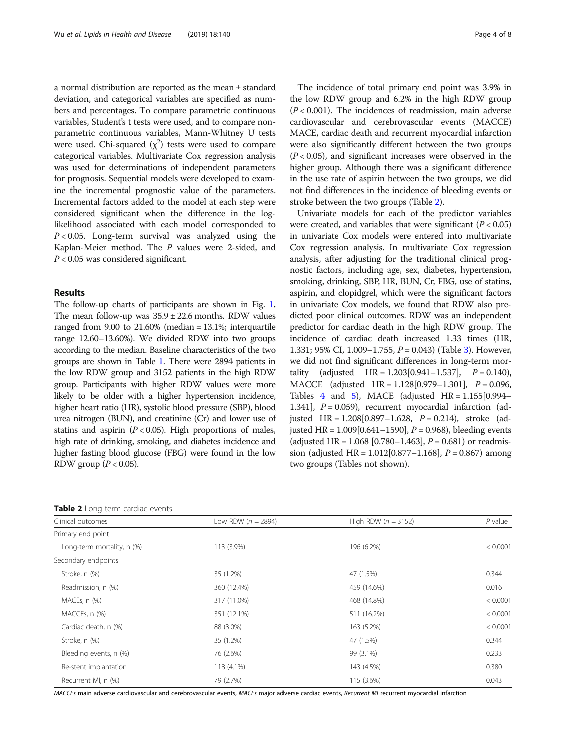a normal distribution are reported as the mean ± standard deviation, and categorical variables are specified as numbers and percentages. To compare parametric continuous variables, Student's t tests were used, and to compare nonparametric continuous variables, Mann-Whitney U tests were used. Chi-squared ($\chi^2$) tests were used to compare categorical variables. Multivariate Cox regression analysis was used for determinations of independent parameters for prognosis. Sequential models were developed to examine the incremental prognostic value of the parameters. Incremental factors added to the model at each step were considered significant when the difference in the log-likelihood associated with each model corresponded to $P < 0.05$. Long-term survival was analyzed using the Kaplan-Meier method. The $P$ values were 2-sided, and $P < 0.05$ was considered significant.

## Results

The follow-up charts of participants are shown in Fig. 1. The mean follow-up was 35.9 ± 22.6 months. RDW values ranged from 9.00 to 21.60% (median = 13.1%; interquartile range 12.60–13.60%). We divided RDW into two groups according to the median. Baseline characteristics of the two groups are shown in Table 1. There were 2894 patients in the low RDW group and 3152 patients in the high RDW group. Participants with higher RDW values were more likely to be older with a higher hypertension incidence, higher heart ratio (HR), systolic blood pressure (SBP), blood urea nitrogen (BUN), and creatinine (Cr) and lower use of statins and aspirin ($P < 0.05$). High proportions of males, high rate of drinking, smoking, and diabetes incidence and higher fasting blood glucose (FBG) were found in the low RDW group ($P < 0.05$).

The incidence of total primary end point was 3.9% in the low RDW group and 6.2% in the high RDW group ($P < 0.001$). The incidences of readmission, main adverse cardiovascular and cerebrovascular events (MACCE) MACE, cardiac death and recurrent myocardial infarction were also significantly different between the two groups ($P < 0.05$), and significant increases were observed in the higher group. Although there was a significant difference in the use rate of aspirin between the two groups, we did not find differences in the incidence of bleeding events or stroke between the two groups (Table 2).

Univariate models for each of the predictor variables were created, and variables that were significant ($P < 0.05$) in univariate Cox models were entered into multivariate Cox regression analysis. In multivariate Cox regression analysis, after adjusting for the traditional clinical prognostic factors, including age, sex, diabetes, hypertension, smoking, drinking, SBP, HR, BUN, Cr, FBG, use of statins, aspirin, and clopidgrel, which were the significant factors in univariate Cox models, we found that RDW also predicted poor clinical outcomes. RDW was an independent predictor for cardiac death in the high RDW group. The incidence of cardiac death increased 1.33 times (HR, 1.331; 95% CI, 1.009–1.755, $P = 0.043$) (Table 3). However, we did not find significant differences in long-term mortality (adjusted HR = 1.203[0.941–1.537], $P = 0.140$), MACCE (adjusted HR = 1.128[0.979–1.301], $P = 0.096$, Tables 4 and 5), MACE (adjusted HR = 1.155[0.994–1.341], $P = 0.059$), recurrent myocardial infarction (adjusted HR = 1.208[0.897–1.628, $P = 0.214$), stroke (adjusted HR = 1.009[0.641–1590], $P = 0.968$), bleeding events (adjusted HR = 1.068 [0.780–1.463], $P = 0.681$) or readmission (adjusted HR = 1.012[0.877–1.168], $P = 0.867$) among two groups (Tables not shown).

**Table 2** Long term cardiac events

| Clinical outcomes | Low RDW (n = 2894) | High RDW (n = 3152) | P value |
|---|---|---|---|
| Primary end point | | | |
| Long-term mortality, n (%) | 113 (3.9%) | 196 (6.2%) | < 0.0001 |
| Secondary endpoints | | | |
| Stroke, n (%) | 35 (1.2%) | 47 (1.5%) | 0.344 |
| Readmission, n (%) | 360 (12.4%) | 459 (14.6%) | 0.016 |
| MACEs, n (%) | 317 (11.0%) | 468 (14.8%) | < 0.0001 |
| MACCEs, n (%) | 351 (12.1%) | 511 (16.2%) | < 0.0001 |
| Cardiac death, n (%) | 88 (3.0%) | 163 (5.2%) | < 0.0001 |
| Stroke, n (%) | 35 (1.2%) | 47 (1.5%) | 0.344 |
| Bleeding events, n (%) | 76 (2.6%) | 99 (3.1%) | 0.233 |
| Re-stent implantation | 118 (4.1%) | 143 (4.5%) | 0.380 |
| Recurrent MI, n (%) | 79 (2.7%) | 115 (3.6%) | 0.043 |

*MACCEs* main adverse cardiovascular and cerebrovascular events, *MACEs* major adverse cardiac events, *Recurrent MI* recurrent myocardial infarction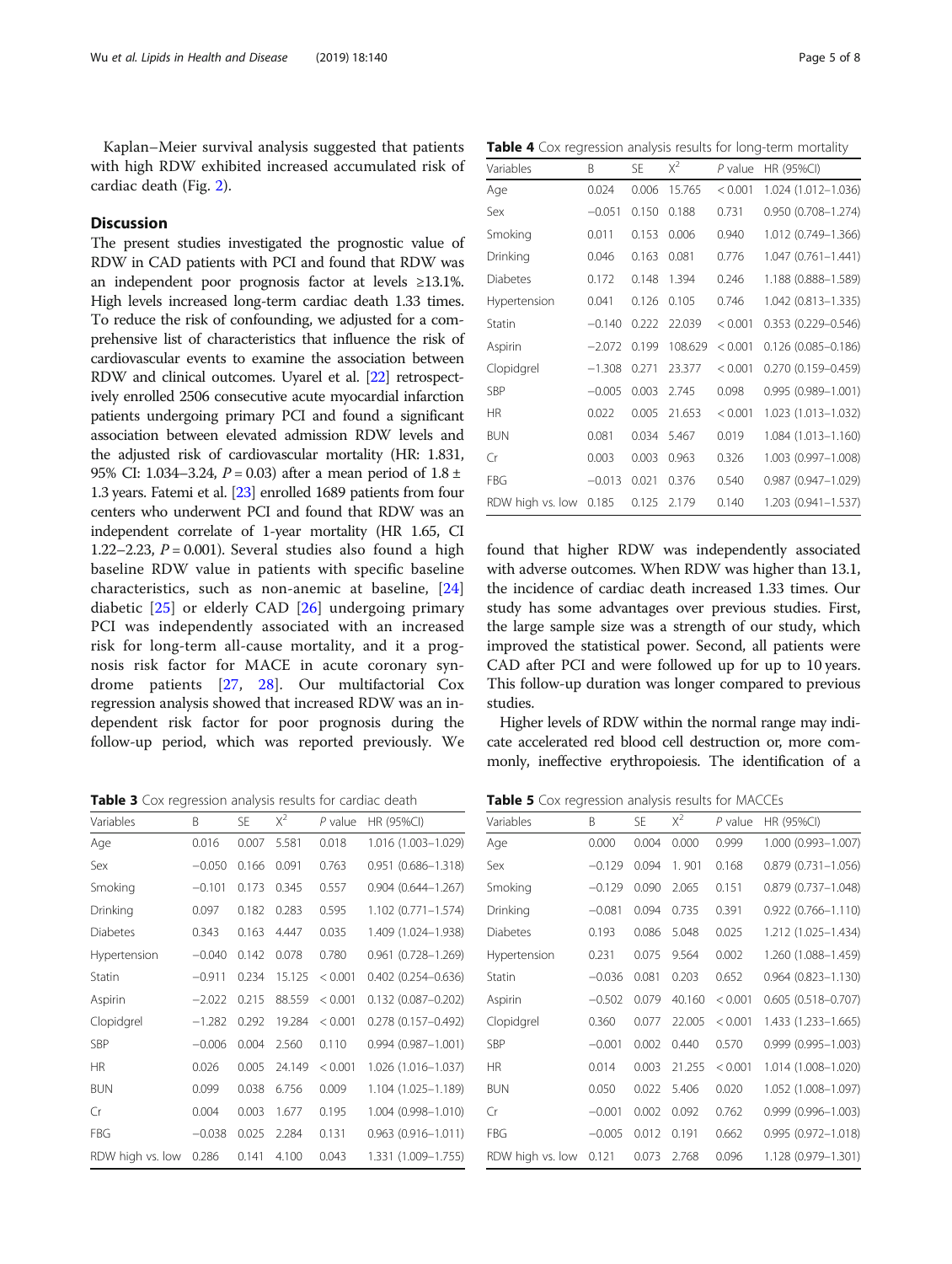Kaplan–Meier survival analysis suggested that patients with high RDW exhibited increased accumulated risk of cardiac death (Fig. 2).

## Discussion

The present studies investigated the prognostic value of RDW in CAD patients with PCI and found that RDW was an independent poor prognosis factor at levels ≥13.1%. High levels increased long-term cardiac death 1.33 times. To reduce the risk of confounding, we adjusted for a comprehensive list of characteristics that influence the risk of cardiovascular events to examine the association between RDW and clinical outcomes. Uyarel et al. [22] retrospectively enrolled 2506 consecutive acute myocardial infarction patients undergoing primary PCI and found a significant association between elevated admission RDW levels and the adjusted risk of cardiovascular mortality (HR: 1.831, 95% CI: 1.034–3.24, $P = 0.03$) after a mean period of 1.8 ± 1.3 years. Fatemi et al. [23] enrolled 1689 patients from four centers who underwent PCI and found that RDW was an independent correlate of 1-year mortality (HR 1.65, CI 1.22–2.23, $P = 0.001$). Several studies also found a high baseline RDW value in patients with specific baseline characteristics, such as non-anemic at baseline, [24] diabetic [25] or elderly CAD [26] undergoing primary PCI was independently associated with an increased risk for long-term all-cause mortality, and it a prognosis risk factor for MACE in acute coronary syndrome patients [27, 28]. Our multifactorial Cox regression analysis showed that increased RDW was an independent risk factor for poor prognosis during the follow-up period, which was reported previously. We found that higher RDW was independently associated with adverse outcomes. When RDW was higher than 13.1, the incidence of cardiac death increased 1.33 times. Our study has some advantages over previous studies. First, the large sample size was a strength of our study, which improved the statistical power. Second, all patients were CAD after PCI and were followed up for up to 10 years. This follow-up duration was longer compared to previous studies.

Higher levels of RDW within the normal range may indicate accelerated red blood cell destruction or, more commonly, ineffective erythropoiesis. The identification of a

**Table 3** Cox regression analysis results for cardiac death

| Variables | B | SE | $X^2$ | *P* value | HR (95%CI) |
|---|---|---|---|---|---|
| Age | 0.016 | 0.007 | 5.581 | 0.018 | 1.016 (1.003–1.029) |
| Sex | −0.050 | 0.166 | 0.091 | 0.763 | 0.951 (0.686–1.318) |
| Smoking | −0.101 | 0.173 | 0.345 | 0.557 | 0.904 (0.644–1.267) |
| Drinking | 0.097 | 0.182 | 0.283 | 0.595 | 1.102 (0.771–1.574) |
| Diabetes | 0.343 | 0.163 | 4.447 | 0.035 | 1.409 (1.024–1.938) |
| Hypertension | −0.040 | 0.142 | 0.078 | 0.780 | 0.961 (0.728–1.269) |
| Statin | −0.911 | 0.234 | 15.125 | < 0.001 | 0.402 (0.254–0.636) |
| Aspirin | −2.022 | 0.215 | 88.559 | < 0.001 | 0.132 (0.087–0.202) |
| Clopidgrel | −1.282 | 0.292 | 19.284 | < 0.001 | 0.278 (0.157–0.492) |
| SBP | −0.006 | 0.004 | 2.560 | 0.110 | 0.994 (0.987–1.001) |
| HR | 0.026 | 0.005 | 24.149 | < 0.001 | 1.026 (1.016–1.037) |
| BUN | 0.099 | 0.038 | 6.756 | 0.009 | 1.104 (1.025–1.189) |
| Cr | 0.004 | 0.003 | 1.677 | 0.195 | 1.004 (0.998–1.010) |
| FBG | −0.038 | 0.025 | 2.284 | 0.131 | 0.963 (0.916–1.011) |
| RDW high vs. low | 0.286 | 0.141 | 4.100 | 0.043 | 1.331 (1.009–1.755) |

**Table 4** Cox regression analysis results for long-term mortality

| Variables | B | SE | $X^2$ | *P* value | HR (95%CI) |
|---|---|---|---|---|---|
| Age | 0.024 | 0.006 | 15.765 | < 0.001 | 1.024 (1.012–1.036) |
| Sex | −0.051 | 0.150 | 0.188 | 0.731 | 0.950 (0.708–1.274) |
| Smoking | 0.011 | 0.153 | 0.006 | 0.940 | 1.012 (0.749–1.366) |
| Drinking | 0.046 | 0.163 | 0.081 | 0.776 | 1.047 (0.761–1.441) |
| Diabetes | 0.172 | 0.148 | 1.394 | 0.246 | 1.188 (0.888–1.589) |
| Hypertension | 0.041 | 0.126 | 0.105 | 0.746 | 1.042 (0.813–1.335) |
| Statin | −0.140 | 0.222 | 22.039 | < 0.001 | 0.353 (0.229–0.546) |
| Aspirin | −2.072 | 0.199 | 108.629 | < 0.001 | 0.126 (0.085–0.186) |
| Clopidgrel | −1.308 | 0.271 | 23.377 | < 0.001 | 0.270 (0.159–0.459) |
| SBP | −0.005 | 0.003 | 2.745 | 0.098 | 0.995 (0.989–1.001) |
| HR | 0.022 | 0.005 | 21.653 | < 0.001 | 1.023 (1.013–1.032) |
| BUN | 0.081 | 0.034 | 5.467 | 0.019 | 1.084 (1.013–1.160) |
| Cr | 0.003 | 0.003 | 0.963 | 0.326 | 1.003 (0.997–1.008) |
| FBG | −0.013 | 0.021 | 0.376 | 0.540 | 0.987 (0.947–1.029) |
| RDW high vs. low | 0.185 | 0.125 | 2.179 | 0.140 | 1.203 (0.941–1.537) |

**Table 5** Cox regression analysis results for MACCEs

| Variables | B | SE | $X^2$ | *P* value | HR (95%CI) |
|---|---|---|---|---|---|
| Age | 0.000 | 0.004 | 0.000 | 0.999 | 1.000 (0.993–1.007) |
| Sex | −0.129 | 0.094 | 1. 901 | 0.168 | 0.879 (0.731–1.056) |
| Smoking | −0.129 | 0.090 | 2.065 | 0.151 | 0.879 (0.737–1.048) |
| Drinking | −0.081 | 0.094 | 0.735 | 0.391 | 0.922 (0.766–1.110) |
| Diabetes | 0.193 | 0.086 | 5.048 | 0.025 | 1.212 (1.025–1.434) |
| Hypertension | 0.231 | 0.075 | 9.564 | 0.002 | 1.260 (1.088–1.459) |
| Statin | −0.036 | 0.081 | 0.203 | 0.652 | 0.964 (0.823–1.130) |
| Aspirin | −0.502 | 0.079 | 40.160 | < 0.001 | 0.605 (0.518–0.707) |
| Clopidgrel | 0.360 | 0.077 | 22.005 | < 0.001 | 1.433 (1.233–1.665) |
| SBP | −0.001 | 0.002 | 0.440 | 0.570 | 0.999 (0.995–1.003) |
| HR | 0.014 | 0.003 | 21.255 | < 0.001 | 1.014 (1.008–1.020) |
| BUN | 0.050 | 0.022 | 5.406 | 0.020 | 1.052 (1.008–1.097) |
| Cr | −0.001 | 0.002 | 0.092 | 0.762 | 0.999 (0.996–1.003) |
| FBG | −0.005 | 0.012 | 0.191 | 0.662 | 0.995 (0.972–1.018) |
| RDW high vs. low | 0.121 | 0.073 | 2.768 | 0.096 | 1.128 (0.979–1.301) |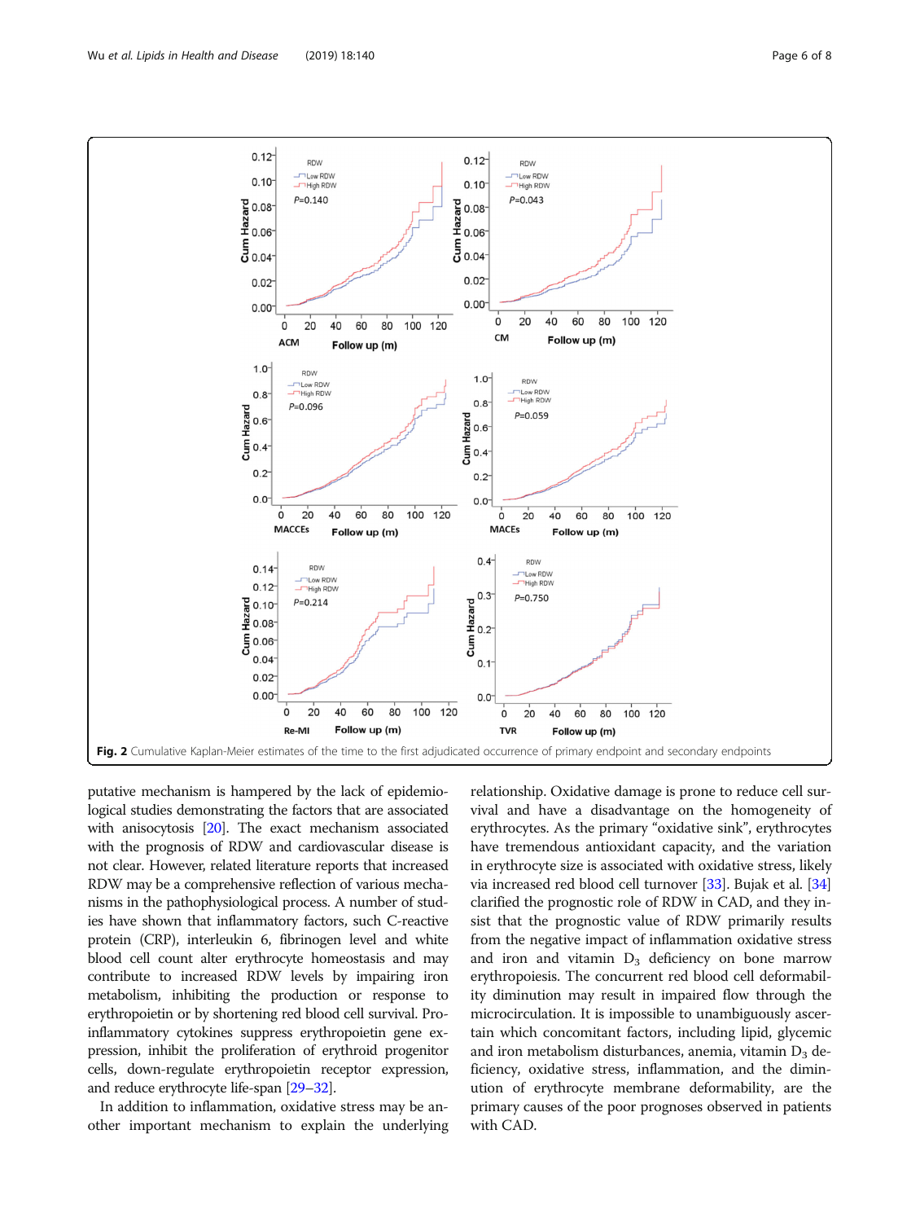Fig. 2 Cumulative Kaplan-Meier estimates of the time to the first adjudicated occurrence of primary endpoint and secondary endpoints

putative mechanism is hampered by the lack of epidemiological studies demonstrating the factors that are associated with anisocytosis [20]. The exact mechanism associated with the prognosis of RDW and cardiovascular disease is not clear. However, related literature reports that increased RDW may be a comprehensive reflection of various mechanisms in the pathophysiological process. A number of studies have shown that inflammatory factors, such C-reactive protein (CRP), interleukin 6, fibrinogen level and white blood cell count alter erythrocyte homeostasis and may contribute to increased RDW levels by impairing iron metabolism, inhibiting the production or response to erythropoietin or by shortening red blood cell survival. Pro-inflammatory cytokines suppress erythropoietin gene expression, inhibit the proliferation of erythroid progenitor cells, down-regulate erythropoietin receptor expression, and reduce erythrocyte life-span [29–32].

In addition to inflammation, oxidative stress may be another important mechanism to explain the underlying relationship. Oxidative damage is prone to reduce cell survival and have a disadvantage on the homogeneity of erythrocytes. As the primary "oxidative sink", erythrocytes have tremendous antioxidant capacity, and the variation in erythrocyte size is associated with oxidative stress, likely via increased red blood cell turnover [33]. Bujak et al. [34] clarified the prognostic role of RDW in CAD, and they insist that the prognostic value of RDW primarily results from the negative impact of inflammation oxidative stress and iron and vitamin $D_3$ deficiency on bone marrow erythropoiesis. The concurrent red blood cell deformability diminution may result in impaired flow through the microcirculation. It is impossible to unambiguously ascertain which concomitant factors, including lipid, glycemic and iron metabolism disturbances, anemia, vitamin $D_3$ deficiency, oxidative stress, inflammation, and the diminution of erythrocyte membrane deformability, are the primary causes of the poor prognoses observed in patients with CAD.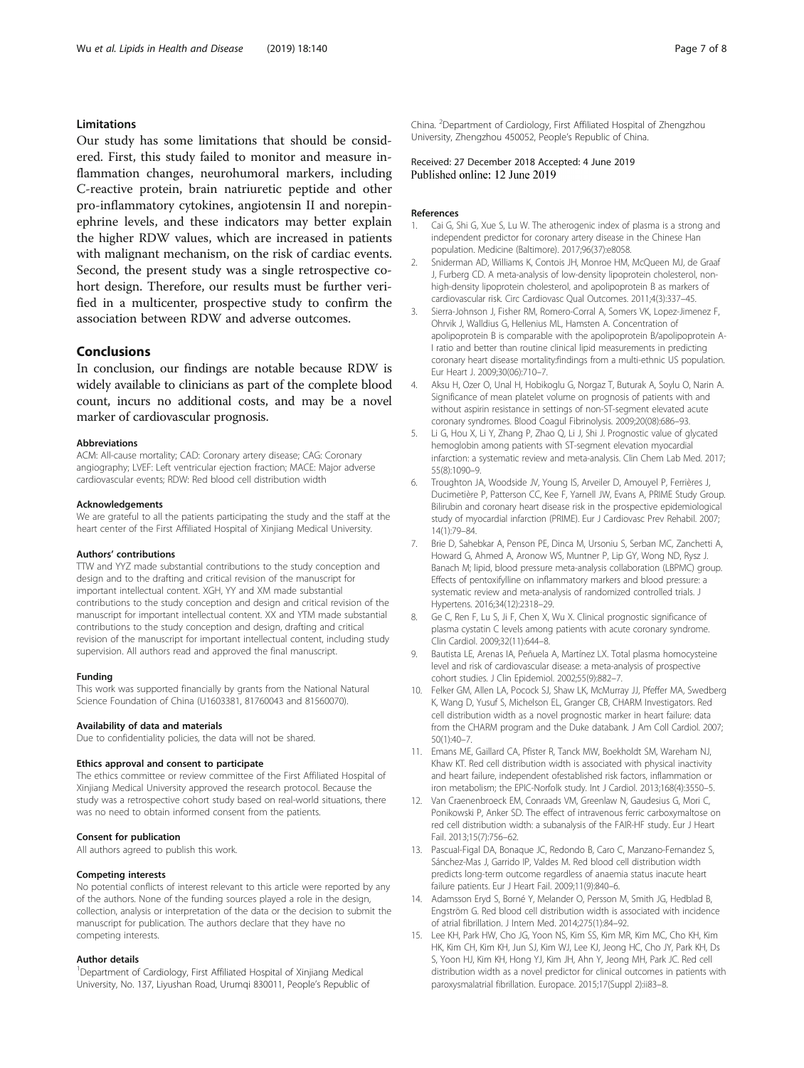## Limitations

Our study has some limitations that should be considered. First, this study failed to monitor and measure inflammation changes, neurohumoral markers, including C-reactive protein, brain natriuretic peptide and other pro-inflammatory cytokines, angiotensin II and norepinephrine levels, and these indicators may better explain the higher RDW values, which are increased in patients with malignant mechanism, on the risk of cardiac events. Second, the present study was a single retrospective cohort design. Therefore, our results must be further verified in a multicenter, prospective study to confirm the association between RDW and adverse outcomes.

## Conclusions

In conclusion, our findings are notable because RDW is widely available to clinicians as part of the complete blood count, incurs no additional costs, and may be a novel marker of cardiovascular prognosis.

#### Abbreviations

ACM: All-cause mortality; CAD: Coronary artery disease; CAG: Coronary angiography; LVEF: Left ventricular ejection fraction; MACE: Major adverse cardiovascular events; RDW: Red blood cell distribution width

#### Acknowledgements

We are grateful to all the patients participating the study and the staff at the heart center of the First Affiliated Hospital of Xinjiang Medical University.

#### Authors' contributions

TTW and YYZ made substantial contributions to the study conception and design and to the drafting and critical revision of the manuscript for important intellectual content. XGH, YY and XM made substantial contributions to the study conception and design and critical revision of the manuscript for important intellectual content. XX and YTM made substantial contributions to the study conception and design, drafting and critical revision of the manuscript for important intellectual content, including study supervision. All authors read and approved the final manuscript.

#### Funding

This work was supported financially by grants from the National Natural Science Foundation of China (U1603381, 81760043 and 81560070).

#### Availability of data and materials

Due to confidentiality policies, the data will not be shared.

#### Ethics approval and consent to participate

The ethics committee or review committee of the First Affiliated Hospital of Xinjiang Medical University approved the research protocol. Because the study was a retrospective cohort study based on real-world situations, there was no need to obtain informed consent from the patients.

#### Consent for publication

All authors agreed to publish this work.

#### Competing interests

No potential conflicts of interest relevant to this article were reported by any of the authors. None of the funding sources played a role in the design, collection, analysis or interpretation of the data or the decision to submit the manuscript for publication. The authors declare that they have no competing interests.

#### Author details

[1]Department of Cardiology, First Affiliated Hospital of Xinjiang Medical University, No. 137, Liyushan Road, Urumqi 830011, People's Republic of China. [2]Department of Cardiology, First Affiliated Hospital of Zhengzhou University, Zhengzhou 450052, People's Republic of China.

Received: 27 December 2018 Accepted: 4 June 2019
Published online: 12 June 2019

#### References

1. Cai G, Shi G, Xue S, Lu W. The atherogenic index of plasma is a strong and independent predictor for coronary artery disease in the Chinese Han population. Medicine (Baltimore). 2017;96(37):e8058.
2. Sniderman AD, Williams K, Contois JH, Monroe HM, McQueen MJ, de Graaf J, Furberg CD. A meta-analysis of low-density lipoprotein cholesterol, non-high-density lipoprotein cholesterol, and apolipoprotein B as markers of cardiovascular risk. Circ Cardiovasc Qual Outcomes. 2011;4(3):337–45.
3. Sierra-Johnson J, Fisher RM, Romero-Corral A, Somers VK, Lopez-Jimenez F, Ohrvik J, Walldius G, Hellenius ML, Hamsten A. Concentration of apolipoprotein B is comparable with the apolipoprotein B/apolipoprotein A-I ratio and better than routine clinical lipid measurements in predicting coronary heart disease mortality:findings from a multi-ethnic US population. Eur Heart J. 2009;30(06):710–7.
4. Aksu H, Ozer O, Unal H, Hobikoglu G, Norgaz T, Buturak A, Soylu O, Narin A. Significance of mean platelet volume on prognosis of patients with and without aspirin resistance in settings of non-ST-segment elevated acute coronary syndromes. Blood Coagul Fibrinolysis. 2009;20(08):686–93.
5. Li G, Hou X, Li Y, Zhang P, Zhao Q, Li J, Shi J. Prognostic value of glycated hemoglobin among patients with ST-segment elevation myocardial infarction: a systematic review and meta-analysis. Clin Chem Lab Med. 2017; 55(8):1090–9.
6. Troughton JA, Woodside JV, Young IS, Arveiler D, Amouyel P, Ferrières J, Ducimetière P, Patterson CC, Kee F, Yarnell JW, Evans A, PRIME Study Group. Bilirubin and coronary heart disease risk in the prospective epidemiological study of myocardial infarction (PRIME). Eur J Cardiovasc Prev Rehabil. 2007; 14(1):79–84.
7. Brie D, Sahebkar A, Penson PE, Dinca M, Ursoniu S, Serban MC, Zanchetti A, Howard G, Ahmed A, Aronow WS, Muntner P, Lip GY, Wong ND, Rysz J. Banach M; lipid, blood pressure meta-analysis collaboration (LBPMC) group. Effects of pentoxifylline on inflammatory markers and blood pressure: a systematic review and meta-analysis of randomized controlled trials. J Hypertens. 2016;34(12):2318–29.
8. Ge C, Ren F, Lu S, Ji F, Chen X, Wu X. Clinical prognostic significance of plasma cystatin C levels among patients with acute coronary syndrome. Clin Cardiol. 2009;32(11):644–8.
9. Bautista LE, Arenas IA, Peñuela A, Martínez LX. Total plasma homocysteine level and risk of cardiovascular disease: a meta-analysis of prospective cohort studies. J Clin Epidemiol. 2002;55(9):882–7.
10. Felker GM, Allen LA, Pocock SJ, Shaw LK, McMurray JJ, Pfeffer MA, Swedberg K, Wang D, Yusuf S, Michelson EL, Granger CB, CHARM Investigators. Red cell distribution width as a novel prognostic marker in heart failure: data from the CHARM program and the Duke databank. J Am Coll Cardiol. 2007; 50(1):40–7.
11. Emans ME, Gaillard CA, Pfister R, Tanck MW, Boekholdt SM, Wareham NJ, Khaw KT. Red cell distribution width is associated with physical inactivity and heart failure, independent ofestablished risk factors, inflammation or iron metabolism; the EPIC-Norfolk study. Int J Cardiol. 2013;168(4):3550–5.
12. Van Craenenbroeck EM, Conraads VM, Greenlaw N, Gaudesius G, Mori C, Ponikowski P, Anker SD. The effect of intravenous ferric carboxymaltose on red cell distribution width: a subanalysis of the FAIR-HF study. Eur J Heart Fail. 2013;15(7):756–62.
13. Pascual-Figal DA, Bonaque JC, Redondo B, Caro C, Manzano-Fernandez S, Sánchez-Mas J, Garrido IP, Valdes M. Red blood cell distribution width predicts long-term outcome regardless of anaemia status inacute heart failure patients. Eur J Heart Fail. 2009;11(9):840–6.
14. Adamsson Eryd S, Borné Y, Melander O, Persson M, Smith JG, Hedblad B, Engström G. Red blood cell distribution width is associated with incidence of atrial fibrillation. J Intern Med. 2014;275(1):84–92.
15. Lee KH, Park HW, Cho JG, Yoon NS, Kim SS, Kim MR, Kim MC, Cho KH, Kim HK, Kim CH, Kim KH, Jun SJ, Kim WJ, Lee KJ, Jeong HC, Cho JY, Park KH, Ds S, Yoon HJ, Kim KH, Hong YJ, Kim JH, Ahn Y, Jeong MH, Park JC. Red cell distribution width as a novel predictor for clinical outcomes in patients with paroxysmalatrial fibrillation. Europace. 2015;17(Suppl 2):ii83–8.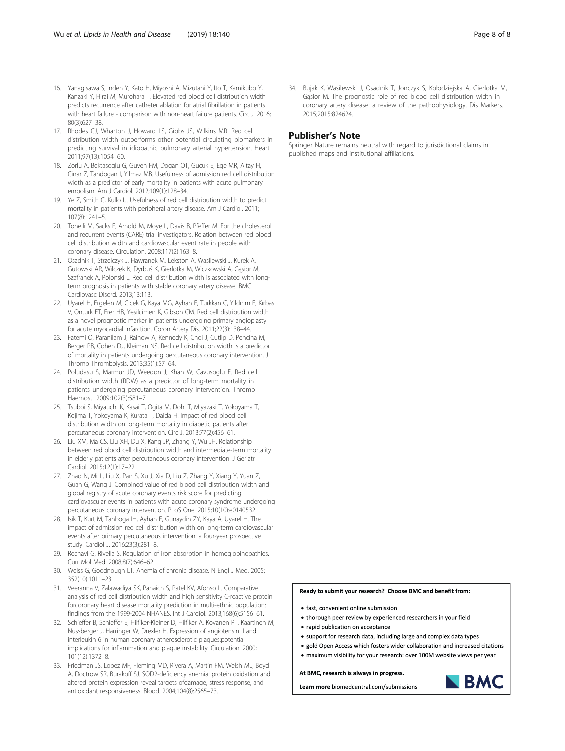16. Yanagisawa S, Inden Y, Kato H, Miyoshi A, Mizutani Y, Ito T, Kamikubo Y, Kanzaki Y, Hirai M, Murohara T. Elevated red blood cell distribution width predicts recurrence after catheter ablation for atrial fibrillation in patients with heart failure - comparison with non-heart failure patients. Circ J. 2016; 80(3):627–38.
17. Rhodes CJ, Wharton J, Howard LS, Gibbs JS, Wilkins MR. Red cell distribution width outperforms other potential circulating biomarkers in predicting survival in idiopathic pulmonary arterial hypertension. Heart. 2011;97(13):1054–60.
18. Zorlu A, Bektasoglu G, Guven FM, Dogan OT, Gucuk E, Ege MR, Altay H, Cinar Z, Tandogan I, Yilmaz MB. Usefulness of admission red cell distribution width as a predictor of early mortality in patients with acute pulmonary embolism. Am J Cardiol. 2012;109(1):128–34.
19. Ye Z, Smith C, Kullo IJ. Usefulness of red cell distribution width to predict mortality in patients with peripheral artery disease. Am J Cardiol. 2011; 107(8):1241–5.
20. Tonelli M, Sacks F, Arnold M, Moye L, Davis B, Pfeffer M. For the cholesterol and recurrent events (CARE) trial investigators. Relation between red blood cell distribution width and cardiovascular event rate in people with coronary disease. Circulation. 2008;117(2):163–8.
21. Osadnik T, Strzelczyk J, Hawranek M, Lekston A, Wasilewski J, Kurek A, Gutowski AR, Wilczek K, Dyrbuś K, Gierlotka M, Wiczkowski A, Gąsior M, Szafranek A, Poloński L. Red cell distribution width is associated with long-term prognosis in patients with stable coronary artery disease. BMC Cardiovasc Disord. 2013;13:113.
22. Uyarel H, Ergelen M, Cicek G, Kaya MG, Ayhan E, Turkkan C, Yıldırım E, Kırbas V, Onturk ET, Erer HB, Yesilcimen K, Gibson CM. Red cell distribution width as a novel prognostic marker in patients undergoing primary angioplasty for acute myocardial infarction. Coron Artery Dis. 2011;22(3):138–44.
23. Fatemi O, Paranilam J, Rainow A, Kennedy K, Choi J, Cutlip D, Pencina M, Berger PB, Cohen DJ, Kleiman NS. Red cell distribution width is a predictor of mortality in patients undergoing percutaneous coronary intervention. J Thromb Thrombolysis. 2013;35(1):57–64.
24. Poludasu S, Marmur JD, Weedon J, Khan W, Cavusoglu E. Red cell distribution width (RDW) as a predictor of long-term mortality in patients undergoing percutaneous coronary intervention. Thromb Haemost. 2009;102(3):581–7
25. Tsuboi S, Miyauchi K, Kasai T, Ogita M, Dohi T, Miyazaki T, Yokoyama T, Kojima T, Yokoyama K, Kurata T, Daida H. Impact of red blood cell distribution width on long-term mortality in diabetic patients after percutaneous coronary intervention. Circ J. 2013;77(2):456–61.
26. Liu XM, Ma CS, Liu XH, Du X, Kang JP, Zhang Y, Wu JH. Relationship between red blood cell distribution width and intermediate-term mortality in elderly patients after percutaneous coronary intervention. J Geriatr Cardiol. 2015;12(1):17–22.
27. Zhao N, Mi L, Liu X, Pan S, Xu J, Xia D, Liu Z, Zhang Y, Xiang Y, Yuan Z, Guan G, Wang J. Combined value of red blood cell distribution width and global registry of acute coronary events risk score for predicting cardiovascular events in patients with acute coronary syndrome undergoing percutaneous coronary intervention. PLoS One. 2015;10(10):e0140532.
28. Isik T, Kurt M, Tanboga IH, Ayhan E, Gunaydin ZY, Kaya A, Uyarel H. The impact of admission red cell distribution width on long-term cardiovascular events after primary percutaneous intervention: a four-year prospective study. Cardiol J. 2016;23(3):281–8.
29. Rechavi G, Rivella S. Regulation of iron absorption in hemoglobinopathies. Curr Mol Med. 2008;8(7):646–62.
30. Weiss G, Goodnough LT. Anemia of chronic disease. N Engl J Med. 2005; 352(10):1011–23.
31. Veeranna V, Zalawadiya SK, Panaich S, Patel KV, Afonso L. Comparative analysis of red cell distribution width and high sensitivity C-reactive protein forcoronary heart disease mortality prediction in multi-ethnic population: findings from the 1999-2004 NHANES. Int J Cardiol. 2013;168(6):5156–61.
32. Schieffer B, Schieffer E, Hilfiker-Kleiner D, Hilfiker A, Kovanen PT, Kaartinen M, Nussberger J, Harringer W, Drexler H. Expression of angiotensin II and interleukin 6 in human coronary atherosclerotic plaques:potential implications for inflammation and plaque instability. Circulation. 2000; 101(12):1372–8.
33. Friedman JS, Lopez MF, Fleming MD, Rivera A, Martin FM, Welsh ML, Boyd A, Doctrow SR, Burakoff SJ. SOD2-deficiency anemia: protein oxidation and altered protein expression reveal targets ofdamage, stress response, and antioxidant responsiveness. Blood. 2004;104(8):2565–73.
34. Bujak K, Wasilewski J, Osadnik T, Jonczyk S, Kołodziejska A, Gierlotka M, Gąsior M. The prognostic role of red blood cell distribution width in coronary artery disease: a review of the pathophysiology. Dis Markers. 2015;2015:824624.

## Publisher's Note

Springer Nature remains neutral with regard to jurisdictional claims in published maps and institutional affiliations.

**Ready to submit your research? Choose BMC and benefit from:**

- fast, convenient online submission
- thorough peer review by experienced researchers in your field
- rapid publication on acceptance
- support for research data, including large and complex data types
- gold Open Access which fosters wider collaboration and increased citations
- maximum visibility for your research: over 100M website views per year

**At BMC, research is always in progress.**

**Learn more** biomedcentral.com/submissions

BMC